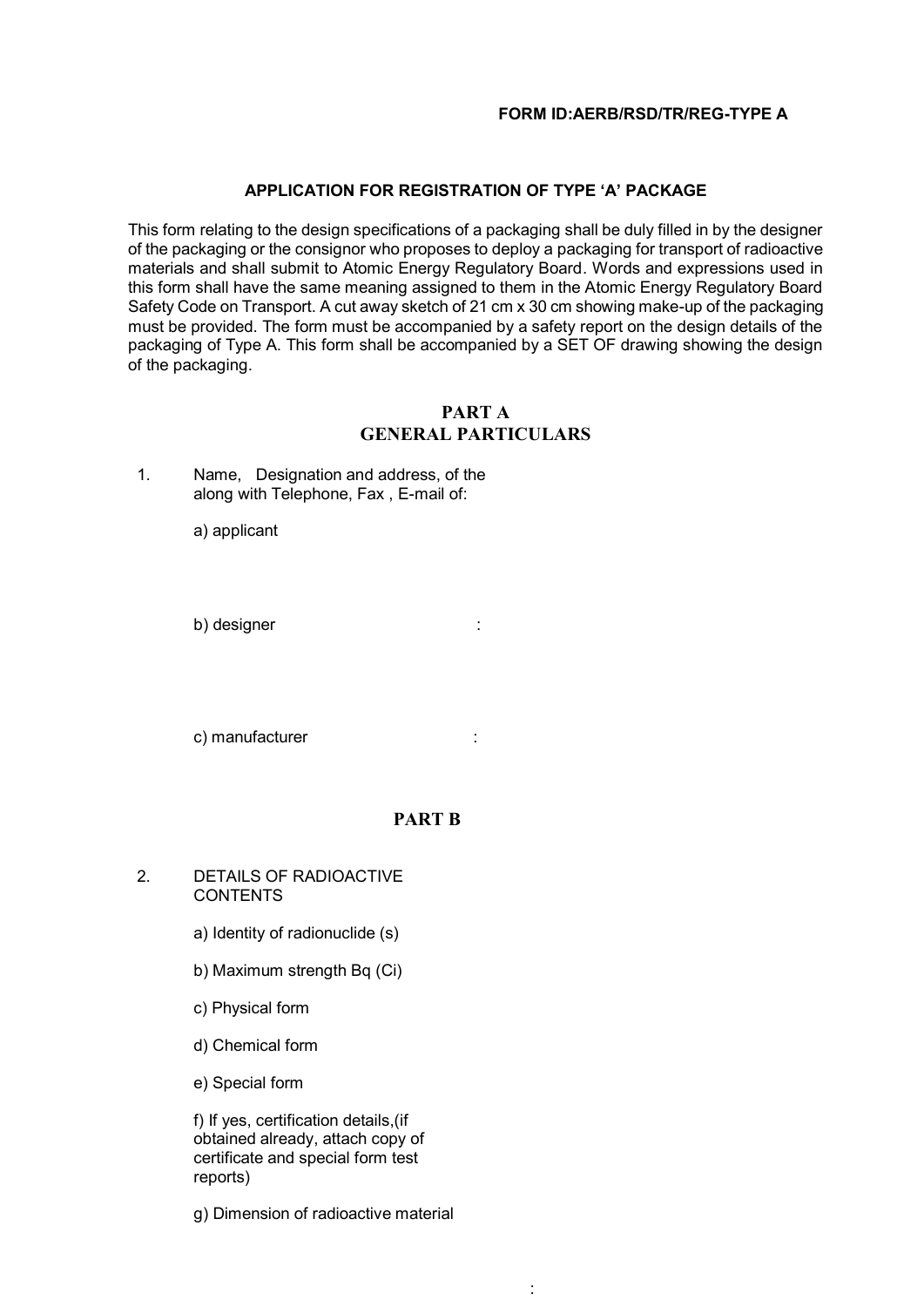**FORM ID:AERB/RSD/TR/REG-TYPE A**

## APPLICATION FOR REGISTRATION OF TYPE 'A' PACKAGE

This form relating to the design specifications of a packaging shall be duly filled in by the designer of the packaging or the consignor who proposes to deploy a packaging for transport of radioactive materials and shall submit to Atomic Energy Regulatory Board. Words and expressions used in this form shall have the same meaning assigned to them in the Atomic Energy Regulatory Board Safety Code on Transport. A cut away sketch of 21 cm x 30 cm showing make-up of the packaging must be provided. The form must be accompanied by a safety report on the design details of the packaging of Type A. This form shall be accompanied by a SET OF drawing showing the design of the packaging.

## PART A
## GENERAL PARTICULARS

1. Name, Designation and address, of the along with Telephone, Fax , E-mail of:

   a) applicant

   b) designer :

   c) manufacturer :

## PART B

2. DETAILS OF RADIOACTIVE CONTENTS

   a) Identity of radionuclide (s)

   b) Maximum strength Bq (Ci)

   c) Physical form

   d) Chemical form

   e) Special form

   f) If yes, certification details,(if obtained already, attach copy of certificate and special form test reports)

   g) Dimension of radioactive material

: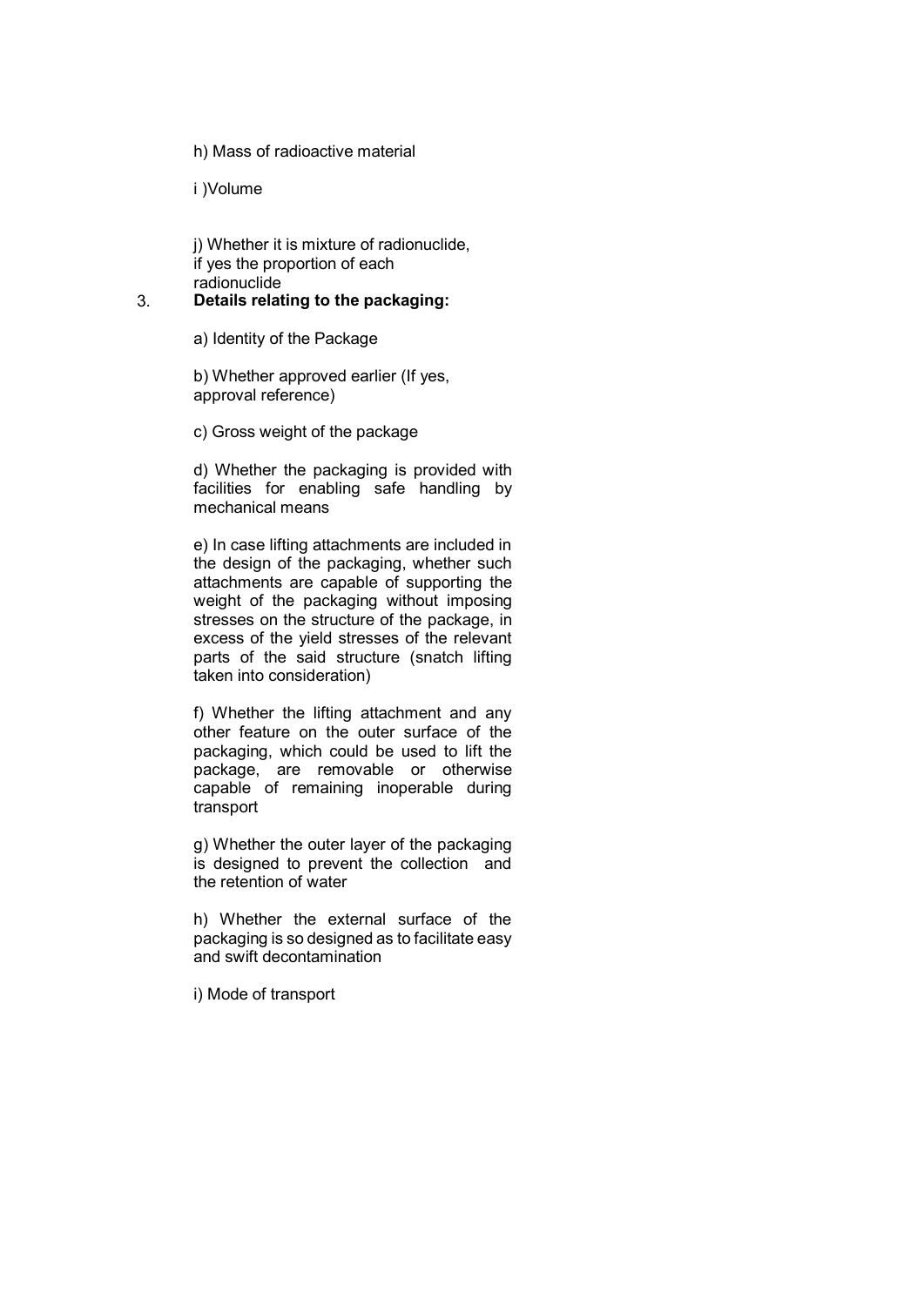h) Mass of radioactive material

i )Volume

j) Whether it is mixture of radionuclide, if yes the proportion of each radionuclide

3. **Details relating to the packaging:**

a) Identity of the Package

b) Whether approved earlier (If yes, approval reference)

c) Gross weight of the package

d) Whether the packaging is provided with facilities for enabling safe handling by mechanical means

e) In case lifting attachments are included in the design of the packaging, whether such attachments are capable of supporting the weight of the packaging without imposing stresses on the structure of the package, in excess of the yield stresses of the relevant parts of the said structure (snatch lifting taken into consideration)

f) Whether the lifting attachment and any other feature on the outer surface of the packaging, which could be used to lift the package, are removable or otherwise capable of remaining inoperable during transport

g) Whether the outer layer of the packaging is designed to prevent the collection and the retention of water

h) Whether the external surface of the packaging is so designed as to facilitate easy and swift decontamination

i) Mode of transport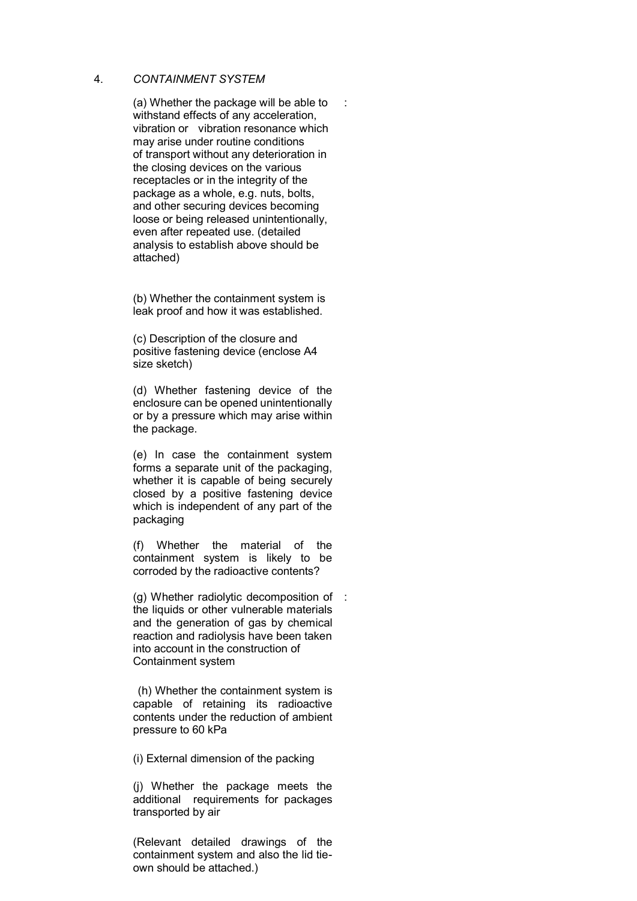4. *CONTAINMENT SYSTEM*

(a) Whether the package will be able to withstand effects of any acceleration, vibration or vibration resonance which may arise under routine conditions of transport without any deterioration in the closing devices on the various receptacles or in the integrity of the package as a whole, e.g. nuts, bolts, and other securing devices becoming loose or being released unintentionally, even after repeated use. (detailed analysis to establish above should be attached) :

(b) Whether the containment system is leak proof and how it was established.

(c) Description of the closure and positive fastening device (enclose A4 size sketch)

(d) Whether fastening device of the enclosure can be opened unintentionally or by a pressure which may arise within the package.

(e) In case the containment system forms a separate unit of the packaging, whether it is capable of being securely closed by a positive fastening device which is independent of any part of the packaging

(f) Whether the material of the containment system is likely to be corroded by the radioactive contents?

(g) Whether radiolytic decomposition of the liquids or other vulnerable materials and the generation of gas by chemical reaction and radiolysis have been taken into account in the construction of Containment system :

(h) Whether the containment system is capable of retaining its radioactive contents under the reduction of ambient pressure to 60 kPa

(i) External dimension of the packing

(j) Whether the package meets the additional requirements for packages transported by air

(Relevant detailed drawings of the containment system and also the lid tie-own should be attached.)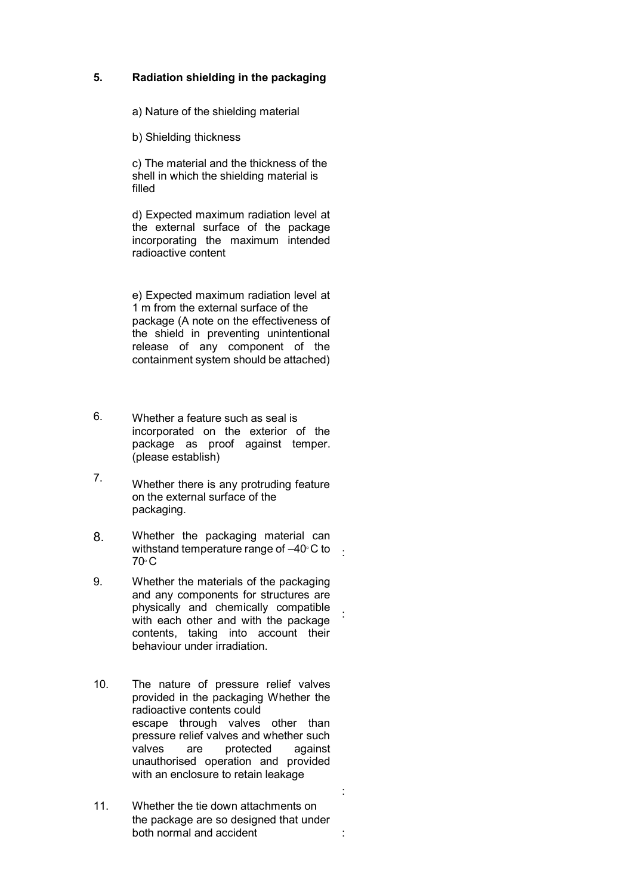**5. Radiation shielding in the packaging**

a) Nature of the shielding material

b) Shielding thickness

c) The material and the thickness of the shell in which the shielding material is filled

d) Expected maximum radiation level at the external surface of the package incorporating the maximum intended radioactive content

e) Expected maximum radiation level at 1 m from the external surface of the package (A note on the effectiveness of the shield in preventing unintentional release of any component of the containment system should be attached)

6. Whether a feature such as seal is incorporated on the exterior of the package as proof against temper. (please establish)

7. Whether there is any protruding feature on the external surface of the packaging.

8. Whether the packaging material can withstand temperature range of –40°C to 70°C :

9. Whether the materials of the packaging and any components for structures are physically and chemically compatible with each other and with the package contents, taking into account their behaviour under irradiation. :

10. The nature of pressure relief valves provided in the packaging Whether the radioactive contents could escape through valves other than pressure relief valves and whether such valves are protected against unauthorised operation and provided with an enclosure to retain leakage :

11. Whether the tie down attachments on the package are so designed that under both normal and accident :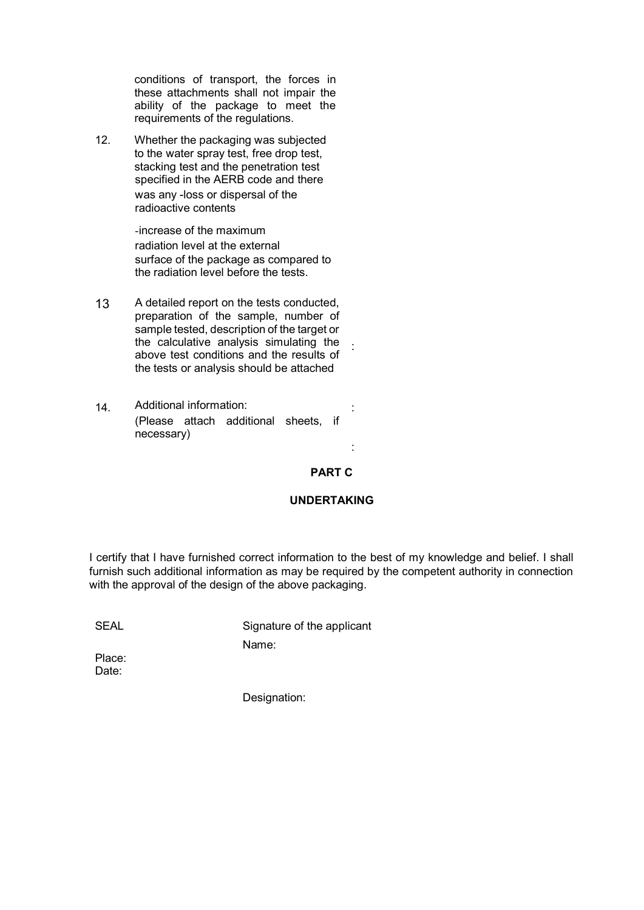conditions of transport, the forces in these attachments shall not impair the ability of the package to meet the requirements of the regulations.

12. Whether the packaging was subjected to the water spray test, free drop test, stacking test and the penetration test specified in the AERB code and there was any -loss or dispersal of the radioactive contents

    -increase of the maximum radiation level at the external surface of the package as compared to the radiation level before the tests.

13 A detailed report on the tests conducted, preparation of the sample, number of sample tested, description of the target or the calculative analysis simulating the above test conditions and the results of the tests or analysis should be attached :

14. Additional information: :
    (Please attach additional sheets, if necessary)
    :

## PART C

## UNDERTAKING

I certify that I have furnished correct information to the best of my knowledge and belief. I shall furnish such additional information as may be required by the competent authority in connection with the approval of the design of the above packaging.

SEAL

Signature of the applicant

Name:

Place:

Date:

Designation: